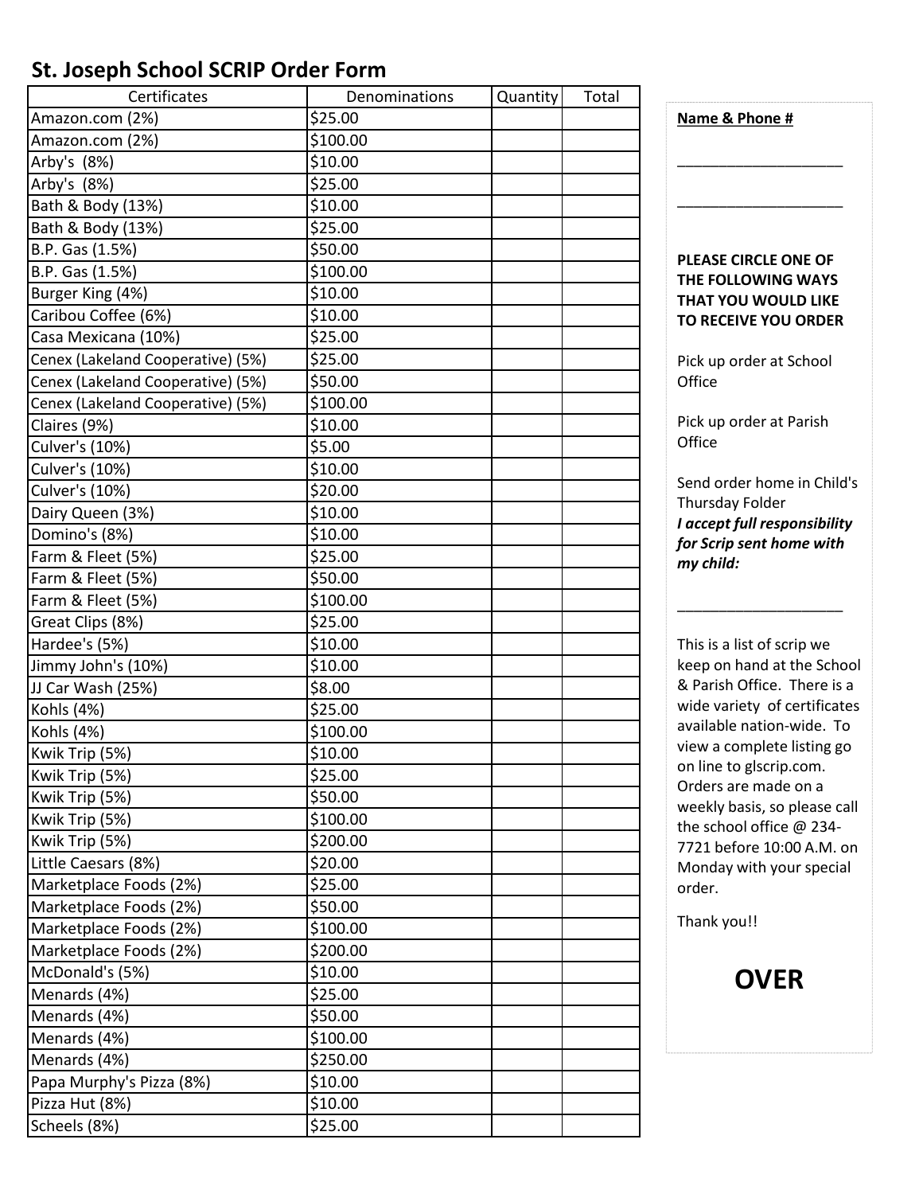# St. Joseph School SCRIP Order Form

| Certificates | Denominations | Quantity | Total |
|---|---|---|---|
| Amazon.com (2%) | $25.00 | | |
| Amazon.com (2%) | $100.00 | | |
| Arby's (8%) | $10.00 | | |
| Arby's (8%) | $25.00 | | |
| Bath & Body (13%) | $10.00 | | |
| Bath & Body (13%) | $25.00 | | |
| B.P. Gas (1.5%) | $50.00 | | |
| B.P. Gas (1.5%) | $100.00 | | |
| Burger King (4%) | $10.00 | | |
| Caribou Coffee (6%) | $10.00 | | |
| Casa Mexicana (10%) | $25.00 | | |
| Cenex (Lakeland Cooperative) (5%) | $25.00 | | |
| Cenex (Lakeland Cooperative) (5%) | $50.00 | | |
| Cenex (Lakeland Cooperative) (5%) | $100.00 | | |
| Claires (9%) | $10.00 | | |
| Culver's (10%) | $5.00 | | |
| Culver's (10%) | $10.00 | | |
| Culver's (10%) | $20.00 | | |
| Dairy Queen (3%) | $10.00 | | |
| Domino's (8%) | $10.00 | | |
| Farm & Fleet (5%) | $25.00 | | |
| Farm & Fleet (5%) | $50.00 | | |
| Farm & Fleet (5%) | $100.00 | | |
| Great Clips (8%) | $25.00 | | |
| Hardee's (5%) | $10.00 | | |
| Jimmy John's (10%) | $10.00 | | |
| JJ Car Wash (25%) | $8.00 | | |
| Kohls (4%) | $25.00 | | |
| Kohls (4%) | $100.00 | | |
| Kwik Trip (5%) | $10.00 | | |
| Kwik Trip (5%) | $25.00 | | |
| Kwik Trip (5%) | $50.00 | | |
| Kwik Trip (5%) | $100.00 | | |
| Kwik Trip (5%) | $200.00 | | |
| Little Caesars (8%) | $20.00 | | |
| Marketplace Foods (2%) | $25.00 | | |
| Marketplace Foods (2%) | $50.00 | | |
| Marketplace Foods (2%) | $100.00 | | |
| Marketplace Foods (2%) | $200.00 | | |
| McDonald's (5%) | $10.00 | | |
| Menards (4%) | $25.00 | | |
| Menards (4%) | $50.00 | | |
| Menards (4%) | $100.00 | | |
| Menards (4%) | $250.00 | | |
| Papa Murphy's Pizza (8%) | $10.00 | | |
| Pizza Hut (8%) | $10.00 | | |
| Scheels (8%) | $25.00 | | |

**Name & Phone #**

_____________________

_____________________

**PLEASE CIRCLE ONE OF THE FOLLOWING WAYS THAT YOU WOULD LIKE TO RECEIVE YOU ORDER**

Pick up order at School Office

Pick up order at Parish Office

Send order home in Child's Thursday Folder
***I accept full responsibility for Scrip sent home with my child:***

_____________________

This is a list of scrip we keep on hand at the School & Parish Office. There is a wide variety of certificates available nation-wide. To view a complete listing go on line to glscrip.com. Orders are made on a weekly basis, so please call the school office @ 234-7721 before 10:00 A.M. on Monday with your special order.

Thank you!!

**OVER**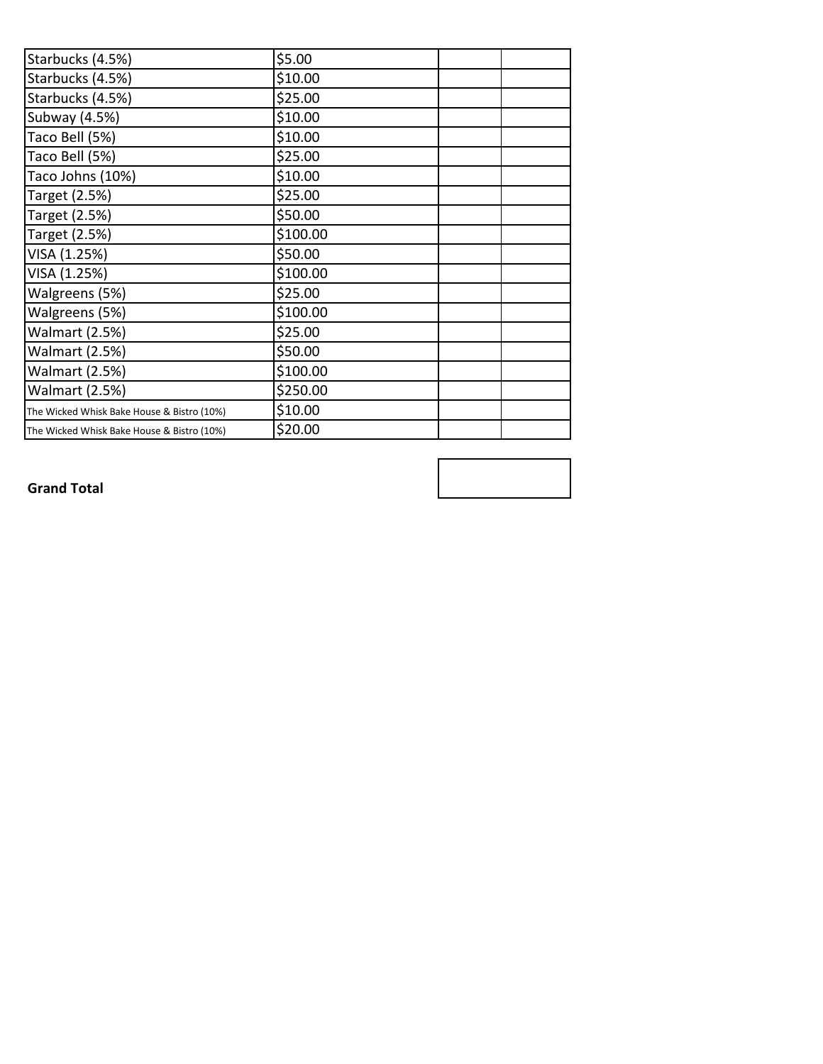| | | | |
|---|---|---|---|
| Starbucks (4.5%) | $5.00 | | |
| Starbucks (4.5%) | $10.00 | | |
| Starbucks (4.5%) | $25.00 | | |
| Subway (4.5%) | $10.00 | | |
| Taco Bell (5%) | $10.00 | | |
| Taco Bell (5%) | $25.00 | | |
| Taco Johns (10%) | $10.00 | | |
| Target (2.5%) | $25.00 | | |
| Target (2.5%) | $50.00 | | |
| Target (2.5%) | $100.00 | | |
| VISA (1.25%) | $50.00 | | |
| VISA (1.25%) | $100.00 | | |
| Walgreens (5%) | $25.00 | | |
| Walgreens (5%) | $100.00 | | |
| Walmart (2.5%) | $25.00 | | |
| Walmart (2.5%) | $50.00 | | |
| Walmart (2.5%) | $100.00 | | |
| Walmart (2.5%) | $250.00 | | |
| The Wicked Whisk Bake House & Bistro (10%) | $10.00 | | |
| The Wicked Whisk Bake House & Bistro (10%) | $20.00 | | |

**Grand Total**